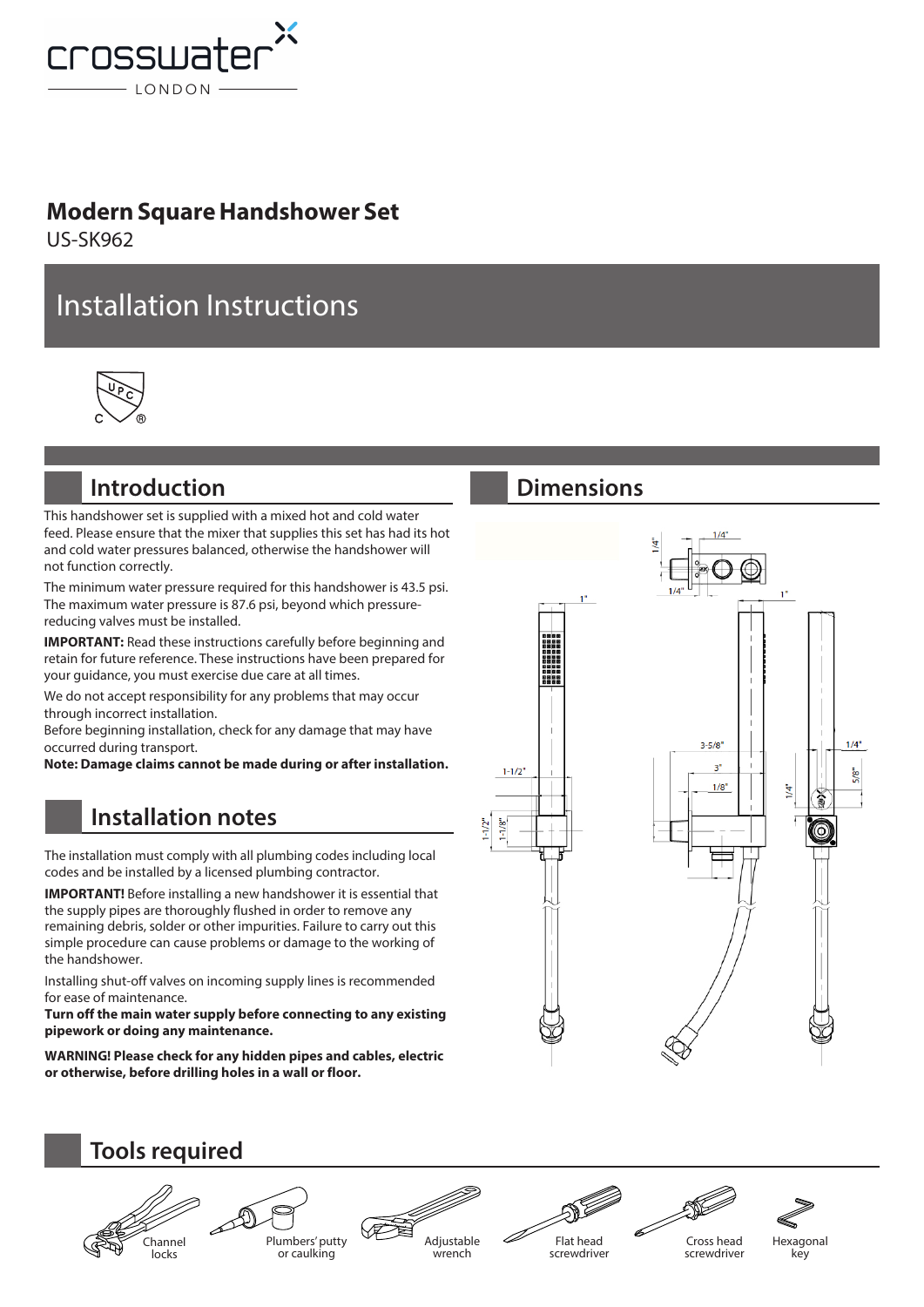# Modern Square Handshower Set

US-SK962

# Installation Instructions

## Introduction

This handshower set is supplied with a mixed hot and cold water feed. Please ensure that the mixer that supplies this set has had its hot and cold water pressures balanced, otherwise the handshower will not function correctly.

The minimum water pressure required for this handshower is 43.5 psi. The maximum water pressure is 87.6 psi, beyond which pressure-reducing valves must be installed.

**IMPORTANT:** Read these instructions carefully before beginning and retain for future reference. These instructions have been prepared for your guidance, you must exercise due care at all times.

We do not accept responsibility for any problems that may occur through incorrect installation.
Before beginning installation, check for any damage that may have occurred during transport.
**Note: Damage claims cannot be made during or after installation.**

## Installation notes

The installation must comply with all plumbing codes including local codes and be installed by a licensed plumbing contractor.

**IMPORTANT!** Before installing a new handshower it is essential that the supply pipes are thoroughly flushed in order to remove any remaining debris, solder or other impurities. Failure to carry out this simple procedure can cause problems or damage to the working of the handshower.

Installing shut-off valves on incoming supply lines is recommended for ease of maintenance.
**Turn off the main water supply before connecting to any existing pipework or doing any maintenance.**

**WARNING! Please check for any hidden pipes and cables, electric or otherwise, before drilling holes in a wall or floor.**

## Dimensions

## Tools required

- Channel locks
- Plumbers' putty or caulking
- Adjustable wrench
- Flat head screwdriver
- Cross head screwdriver
- Hexagonal key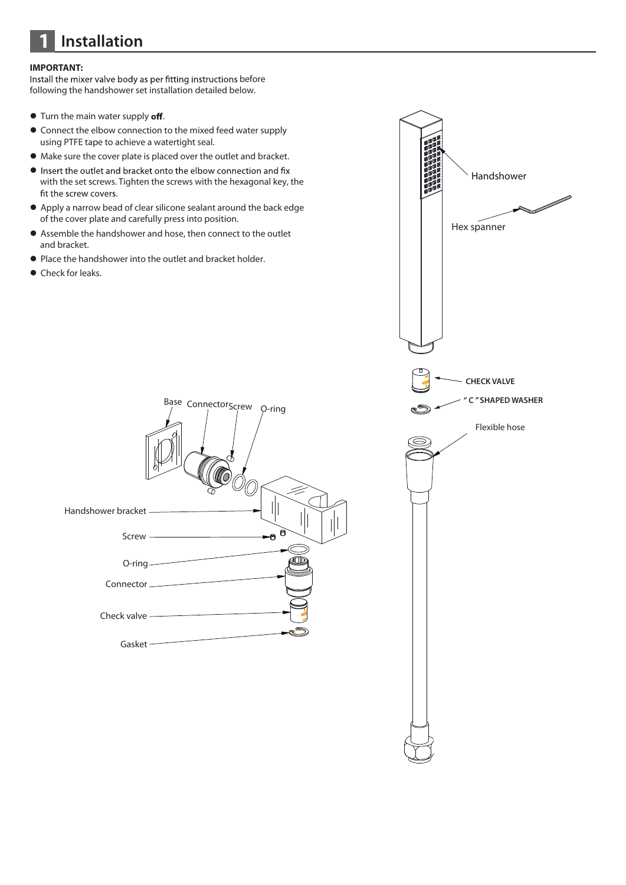# 1 Installation

**IMPORTANT:**
Install the mixer valve body as per fitting instructions before following the handshower set installation detailed below.

- Turn the main water supply **off**.
- Connect the elbow connection to the mixed feed water supply using PTFE tape to achieve a watertight seal.
- Make sure the cover plate is placed over the outlet and bracket.
- Insert the outlet and bracket onto the elbow connection and fix with the set screws. Tighten the screws with the hexagonal key, the fit the screw covers.
- Apply a narrow bead of clear silicone sealant around the back edge of the cover plate and carefully press into position.
- Assemble the handshower and hose, then connect to the outlet and bracket.
- Place the handshower into the outlet and bracket holder.
- Check for leaks.

Handshower

Hex spanner

**CHECK VALVE**

**" C " SHAPED WASHER**

Flexible hose

Base

Connector

Screw

O-ring

Handshower bracket

Screw

O-ring

Connector

Check valve

Gasket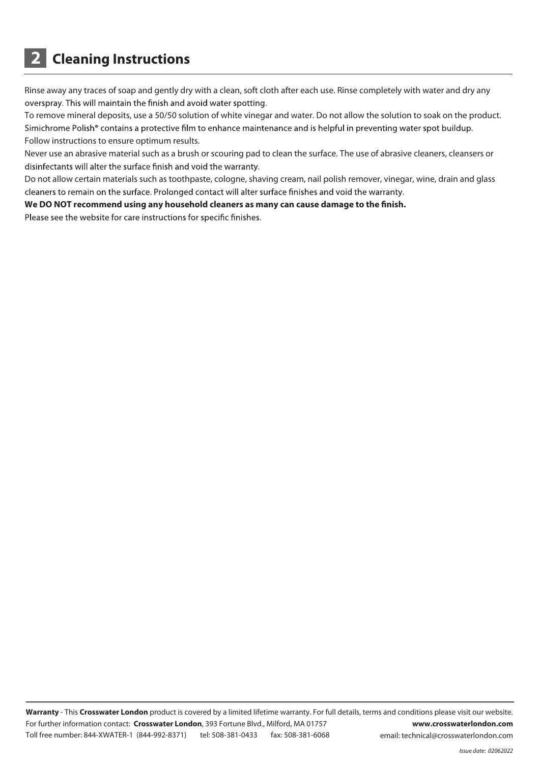## 2 Cleaning Instructions

Rinse away any traces of soap and gently dry with a clean, soft cloth after each use. Rinse completely with water and dry any overspray. This will maintain the finish and avoid water spotting.

To remove mineral deposits, use a 50/50 solution of white vinegar and water. Do not allow the solution to soak on the product. Simichrome Polish® contains a protective film to enhance maintenance and is helpful in preventing water spot buildup. Follow instructions to ensure optimum results.

Never use an abrasive material such as a brush or scouring pad to clean the surface. The use of abrasive cleaners, cleansers or disinfectants will alter the surface finish and void the warranty.

Do not allow certain materials such as toothpaste, cologne, shaving cream, nail polish remover, vinegar, wine, drain and glass cleaners to remain on the surface. Prolonged contact will alter surface finishes and void the warranty.

**We DO NOT recommend using any household cleaners as many can cause damage to the finish.**

Please see the website for care instructions for specific finishes.

**Warranty** - This **Crosswater London** product is covered by a limited lifetime warranty. For full details, terms and conditions please visit our website.

For further information contact: **Crosswater London**, 393 Fortune Blvd., Milford, MA 01757

Toll free number: 844-XWATER-1 (844-992-8371) tel: 508-381-0433 fax: 508-381-6068

**www.crosswaterlondon.com**

email: technical@crosswaterlondon.com

*Issue date: 02062022*